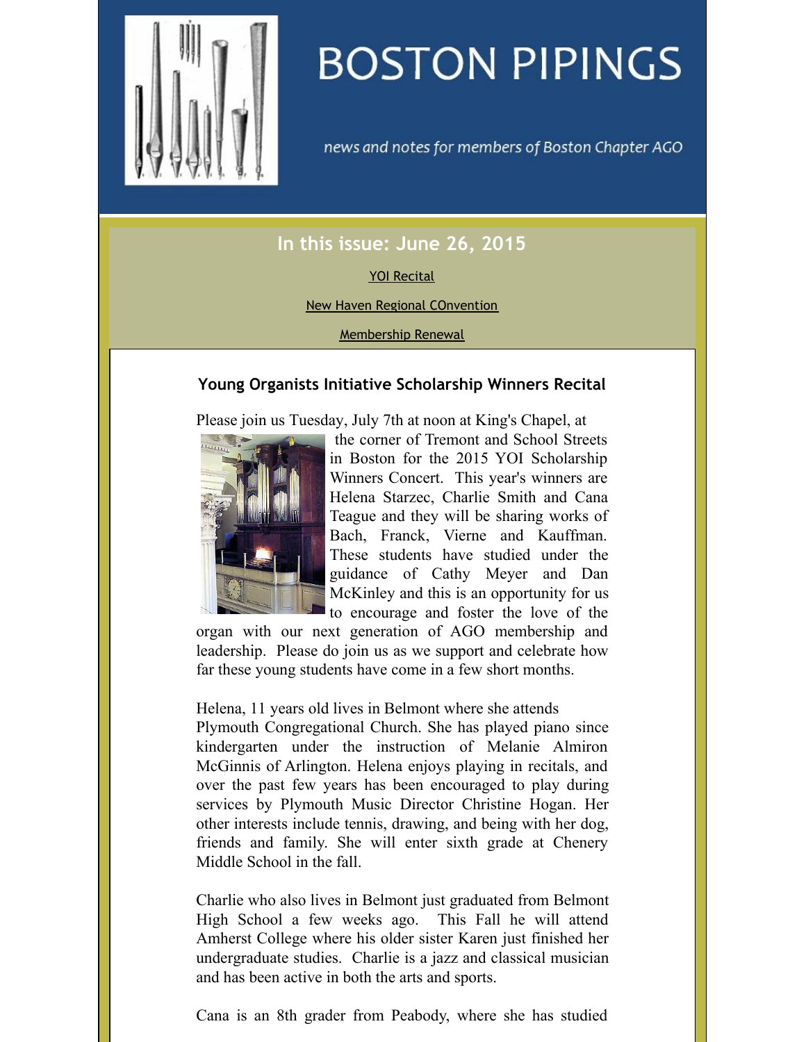# BOSTON PIPINGS

*news and notes for members of Boston Chapter AGO*

## In this issue: June 26, 2015

YOI Recital

New Haven Regional COnvention

Membership Renewal

### Young Organists Initiative Scholarship Winners Recital

Please join us Tuesday, July 7th at noon at King's Chapel, at the corner of Tremont and School Streets in Boston for the 2015 YOI Scholarship Winners Concert. This year's winners are Helena Starzec, Charlie Smith and Cana Teague and they will be sharing works of Bach, Franck, Vierne and Kauffman. These students have studied under the guidance of Cathy Meyer and Dan McKinley and this is an opportunity for us to encourage and foster the love of the organ with our next generation of AGO membership and leadership. Please do join us as we support and celebrate how far these young students have come in a few short months.

Helena, 11 years old lives in Belmont where she attends Plymouth Congregational Church. She has played piano since kindergarten under the instruction of Melanie Almiron McGinnis of Arlington. Helena enjoys playing in recitals, and over the past few years has been encouraged to play during services by Plymouth Music Director Christine Hogan. Her other interests include tennis, drawing, and being with her dog, friends and family. She will enter sixth grade at Chenery Middle School in the fall.

Charlie who also lives in Belmont just graduated from Belmont High School a few weeks ago. This Fall he will attend Amherst College where his older sister Karen just finished her undergraduate studies. Charlie is a jazz and classical musician and has been active in both the arts and sports.

Cana is an 8th grader from Peabody, where she has studied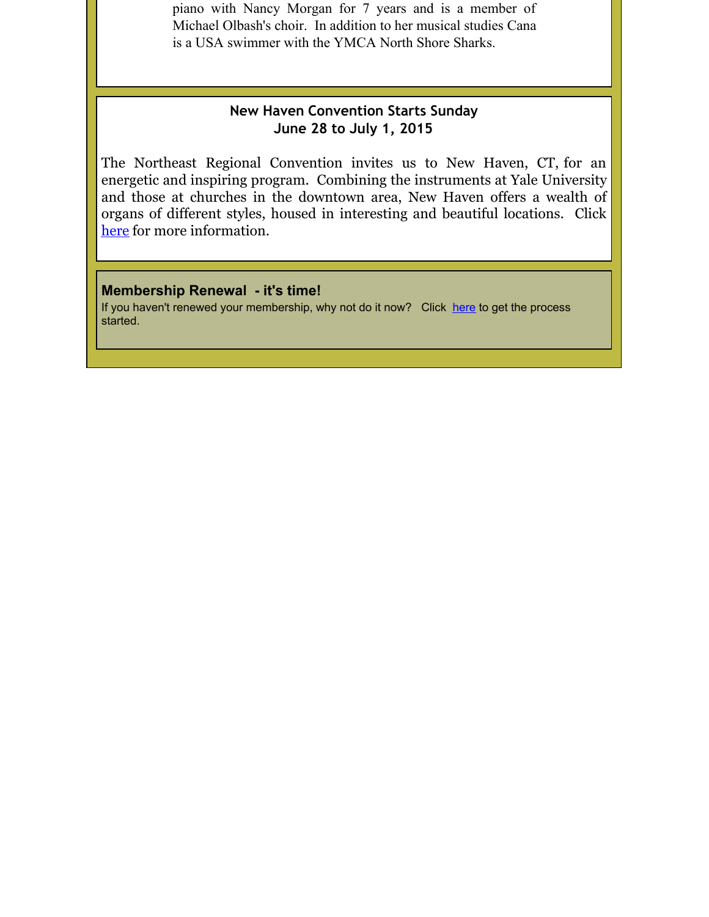piano with Nancy Morgan for 7 years and is a member of Michael Olbash's choir. In addition to her musical studies Cana is a USA swimmer with the YMCA North Shore Sharks.

### New Haven Convention Starts Sunday
### June 28 to July 1, 2015

The Northeast Regional Convention invites us to New Haven, CT, for an energetic and inspiring program. Combining the instruments at Yale University and those at churches in the downtown area, New Haven offers a wealth of organs of different styles, housed in interesting and beautiful locations. Click here for more information.

### Membership Renewal - it's time!

If you haven't renewed your membership, why not do it now? Click here to get the process started.